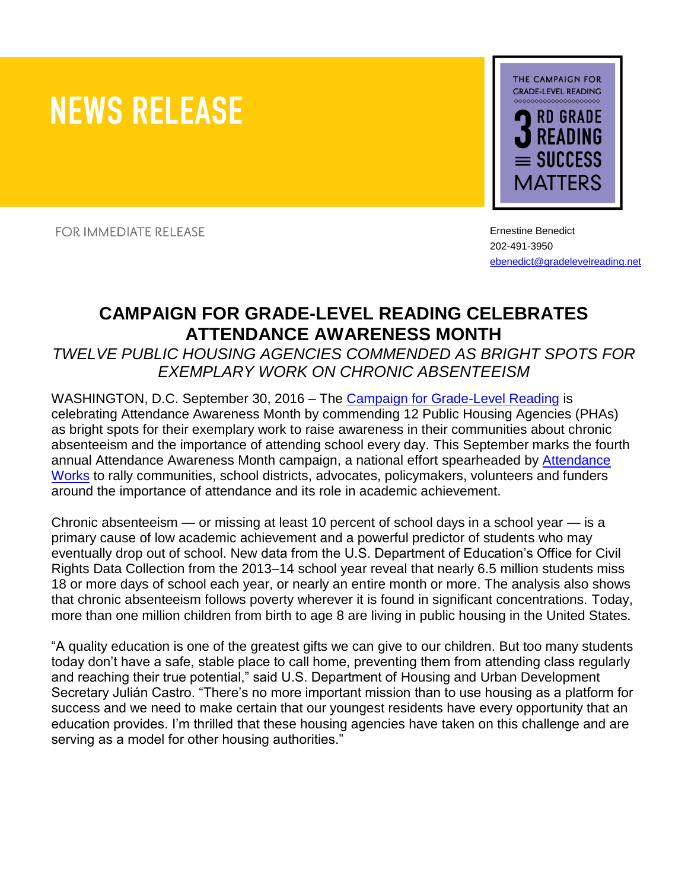# NEWS RELEASE

THE CAMPAIGN FOR GRADE-LEVEL READING

3RD GRADE READING ≡ SUCCESS MATTERS

FOR IMMEDIATE RELEASE

Ernestine Benedict
202-491-3950
ebenedict@gradelevelreading.net

## CAMPAIGN FOR GRADE-LEVEL READING CELEBRATES ATTENDANCE AWARENESS MONTH

*TWELVE PUBLIC HOUSING AGENCIES COMMENDED AS BRIGHT SPOTS FOR EXEMPLARY WORK ON CHRONIC ABSENTEEISM*

WASHINGTON, D.C. September 30, 2016 – The Campaign for Grade-Level Reading is celebrating Attendance Awareness Month by commending 12 Public Housing Agencies (PHAs) as bright spots for their exemplary work to raise awareness in their communities about chronic absenteeism and the importance of attending school every day. This September marks the fourth annual Attendance Awareness Month campaign, a national effort spearheaded by Attendance Works to rally communities, school districts, advocates, policymakers, volunteers and funders around the importance of attendance and its role in academic achievement.

Chronic absenteeism — or missing at least 10 percent of school days in a school year — is a primary cause of low academic achievement and a powerful predictor of students who may eventually drop out of school. New data from the U.S. Department of Education's Office for Civil Rights Data Collection from the 2013–14 school year reveal that nearly 6.5 million students miss 18 or more days of school each year, or nearly an entire month or more. The analysis also shows that chronic absenteeism follows poverty wherever it is found in significant concentrations. Today, more than one million children from birth to age 8 are living in public housing in the United States.

"A quality education is one of the greatest gifts we can give to our children. But too many students today don't have a safe, stable place to call home, preventing them from attending class regularly and reaching their true potential," said U.S. Department of Housing and Urban Development Secretary Julián Castro. "There's no more important mission than to use housing as a platform for success and we need to make certain that our youngest residents have every opportunity that an education provides. I'm thrilled that these housing agencies have taken on this challenge and are serving as a model for other housing authorities."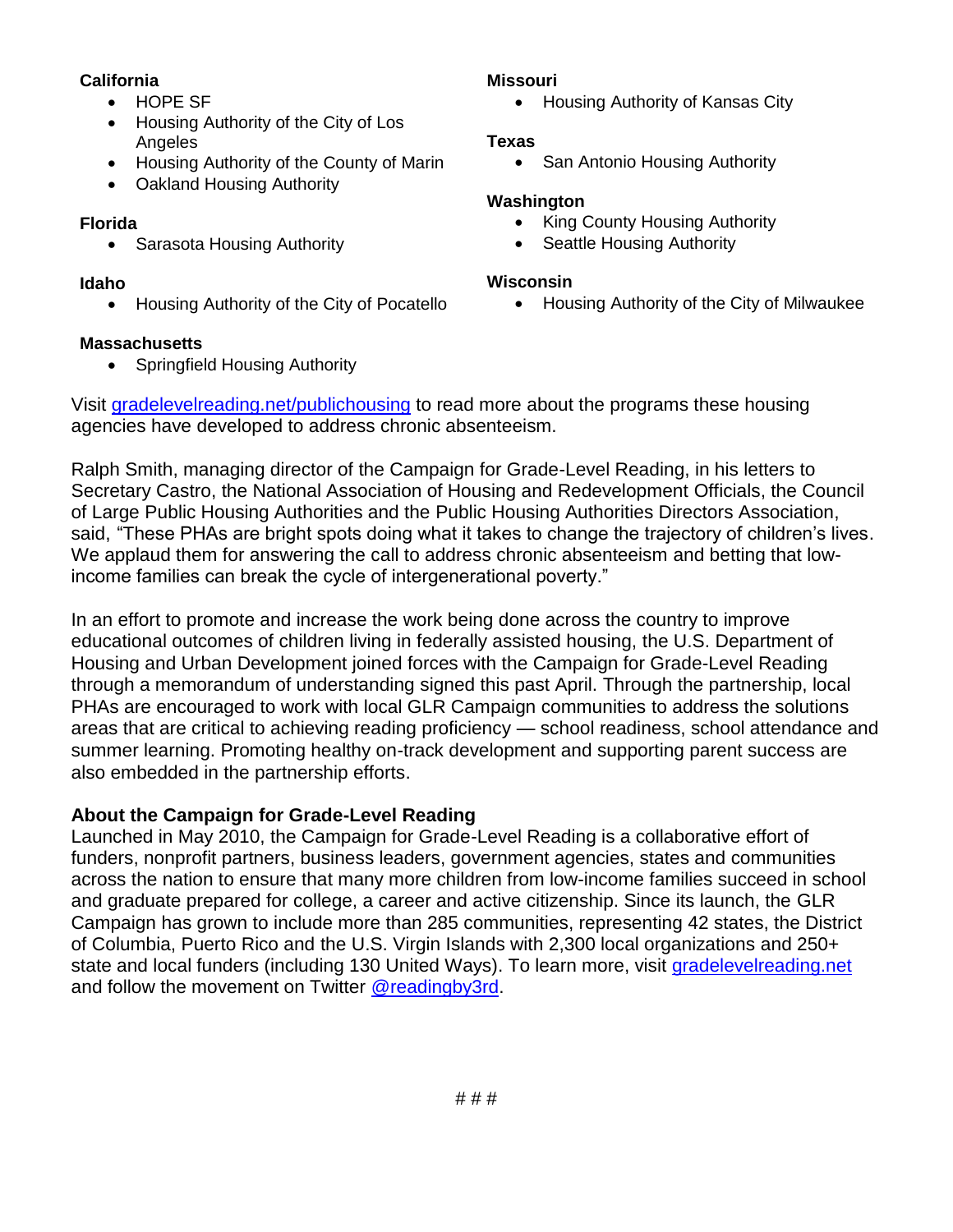**California**

- HOPE SF
- Housing Authority of the City of Los Angeles
- Housing Authority of the County of Marin
- Oakland Housing Authority

**Florida**

- Sarasota Housing Authority

**Idaho**

- Housing Authority of the City of Pocatello

**Massachusetts**

- Springfield Housing Authority

**Missouri**

- Housing Authority of Kansas City

**Texas**

- San Antonio Housing Authority

**Washington**

- King County Housing Authority
- Seattle Housing Authority

**Wisconsin**

- Housing Authority of the City of Milwaukee

Visit [gradelevelreading.net/publichousing](gradelevelreading.net/publichousing) to read more about the programs these housing agencies have developed to address chronic absenteeism.

Ralph Smith, managing director of the Campaign for Grade-Level Reading, in his letters to Secretary Castro, the National Association of Housing and Redevelopment Officials, the Council of Large Public Housing Authorities and the Public Housing Authorities Directors Association, said, "These PHAs are bright spots doing what it takes to change the trajectory of children's lives. We applaud them for answering the call to address chronic absenteeism and betting that low-income families can break the cycle of intergenerational poverty."

In an effort to promote and increase the work being done across the country to improve educational outcomes of children living in federally assisted housing, the U.S. Department of Housing and Urban Development joined forces with the Campaign for Grade-Level Reading through a memorandum of understanding signed this past April. Through the partnership, local PHAs are encouraged to work with local GLR Campaign communities to address the solutions areas that are critical to achieving reading proficiency — school readiness, school attendance and summer learning. Promoting healthy on-track development and supporting parent success are also embedded in the partnership efforts.

**About the Campaign for Grade-Level Reading**

Launched in May 2010, the Campaign for Grade-Level Reading is a collaborative effort of funders, nonprofit partners, business leaders, government agencies, states and communities across the nation to ensure that many more children from low-income families succeed in school and graduate prepared for college, a career and active citizenship. Since its launch, the GLR Campaign has grown to include more than 285 communities, representing 42 states, the District of Columbia, Puerto Rico and the U.S. Virgin Islands with 2,300 local organizations and 250+ state and local funders (including 130 United Ways). To learn more, visit [gradelevelreading.net](gradelevelreading.net) and follow the movement on Twitter [@readingby3rd](@readingby3rd).

# # #